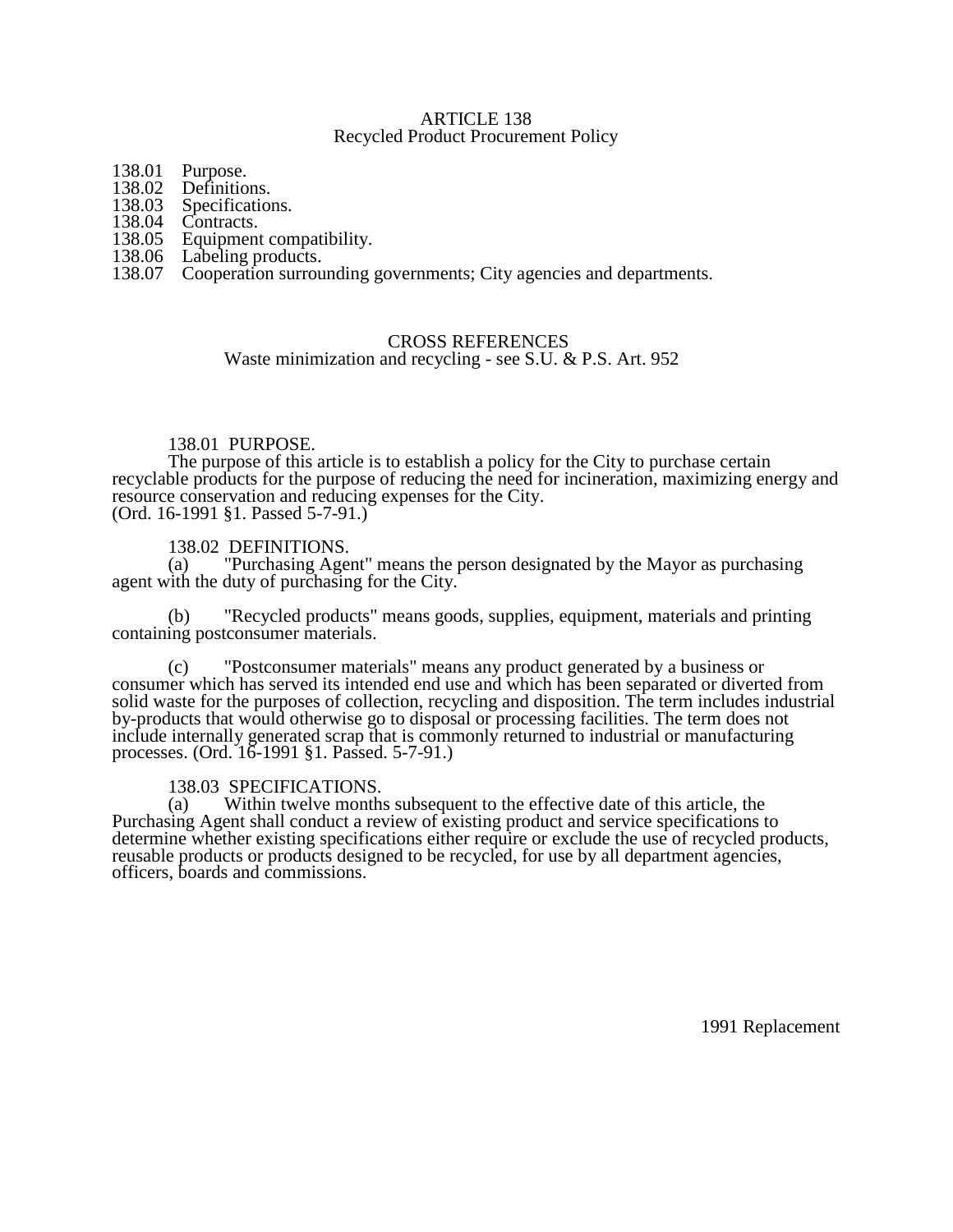# ARTICLE 138
## Recycled Product Procurement Policy

138.01 Purpose.
138.02 Definitions.
138.03 Specifications.
138.04 Contracts.
138.05 Equipment compatibility.
138.06 Labeling products.
138.07 Cooperation surrounding governments; City agencies and departments.

CROSS REFERENCES
Waste minimization and recycling - see S.U. & P.S. Art. 952

### 138.01 PURPOSE.

The purpose of this article is to establish a policy for the City to purchase certain recyclable products for the purpose of reducing the need for incineration, maximizing energy and resource conservation and reducing expenses for the City.
(Ord. 16-1991 §1. Passed 5-7-91.)

### 138.02 DEFINITIONS.

(a) "Purchasing Agent" means the person designated by the Mayor as purchasing agent with the duty of purchasing for the City.

(b) "Recycled products" means goods, supplies, equipment, materials and printing containing postconsumer materials.

(c) "Postconsumer materials" means any product generated by a business or consumer which has served its intended end use and which has been separated or diverted from solid waste for the purposes of collection, recycling and disposition. The term includes industrial by-products that would otherwise go to disposal or processing facilities. The term does not include internally generated scrap that is commonly returned to industrial or manufacturing processes. (Ord. 16-1991 §1. Passed. 5-7-91.)

### 138.03 SPECIFICATIONS.

(a) Within twelve months subsequent to the effective date of this article, the Purchasing Agent shall conduct a review of existing product and service specifications to determine whether existing specifications either require or exclude the use of recycled products, reusable products or products designed to be recycled, for use by all department agencies, officers, boards and commissions.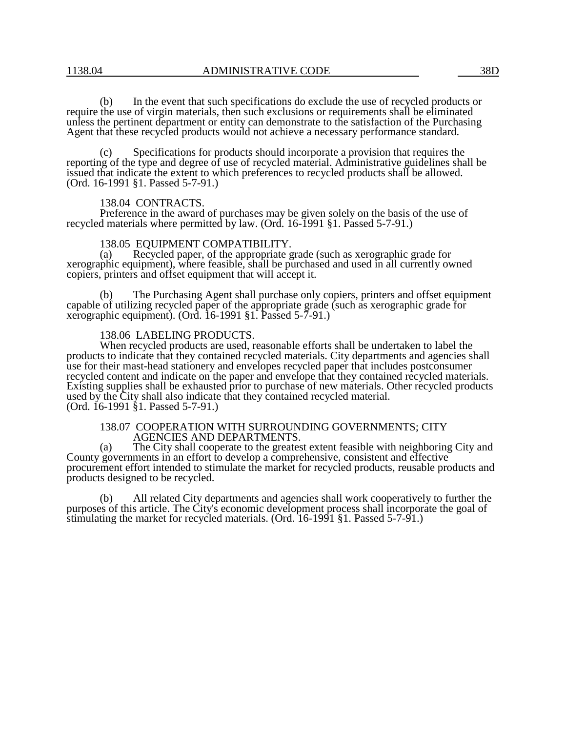(b) In the event that such specifications do exclude the use of recycled products or require the use of virgin materials, then such exclusions or requirements shall be eliminated unless the pertinent department or entity can demonstrate to the satisfaction of the Purchasing Agent that these recycled products would not achieve a necessary performance standard.

(c) Specifications for products should incorporate a provision that requires the reporting of the type and degree of use of recycled material. Administrative guidelines shall be issued that indicate the extent to which preferences to recycled products shall be allowed. (Ord. 16-1991 §1. Passed 5-7-91.)

138.04 CONTRACTS.

Preference in the award of purchases may be given solely on the basis of the use of recycled materials where permitted by law. (Ord. 16-1991 §1. Passed 5-7-91.)

138.05 EQUIPMENT COMPATIBILITY.

(a) Recycled paper, of the appropriate grade (such as xerographic grade for xerographic equipment), where feasible, shall be purchased and used in all currently owned copiers, printers and offset equipment that will accept it.

(b) The Purchasing Agent shall purchase only copiers, printers and offset equipment capable of utilizing recycled paper of the appropriate grade (such as xerographic grade for xerographic equipment). (Ord. 16-1991 §1. Passed 5-7-91.)

138.06 LABELING PRODUCTS.

When recycled products are used, reasonable efforts shall be undertaken to label the products to indicate that they contained recycled materials. City departments and agencies shall use for their mast-head stationery and envelopes recycled paper that includes postconsumer recycled content and indicate on the paper and envelope that they contained recycled materials. Existing supplies shall be exhausted prior to purchase of new materials. Other recycled products used by the City shall also indicate that they contained recycled material. (Ord. 16-1991 §1. Passed 5-7-91.)

138.07 COOPERATION WITH SURROUNDING GOVERNMENTS; CITY AGENCIES AND DEPARTMENTS.

(a) The City shall cooperate to the greatest extent feasible with neighboring City and County governments in an effort to develop a comprehensive, consistent and effective procurement effort intended to stimulate the market for recycled products, reusable products and products designed to be recycled.

(b) All related City departments and agencies shall work cooperatively to further the purposes of this article. The City's economic development process shall incorporate the goal of stimulating the market for recycled materials. (Ord. 16-1991 §1. Passed 5-7-91.)